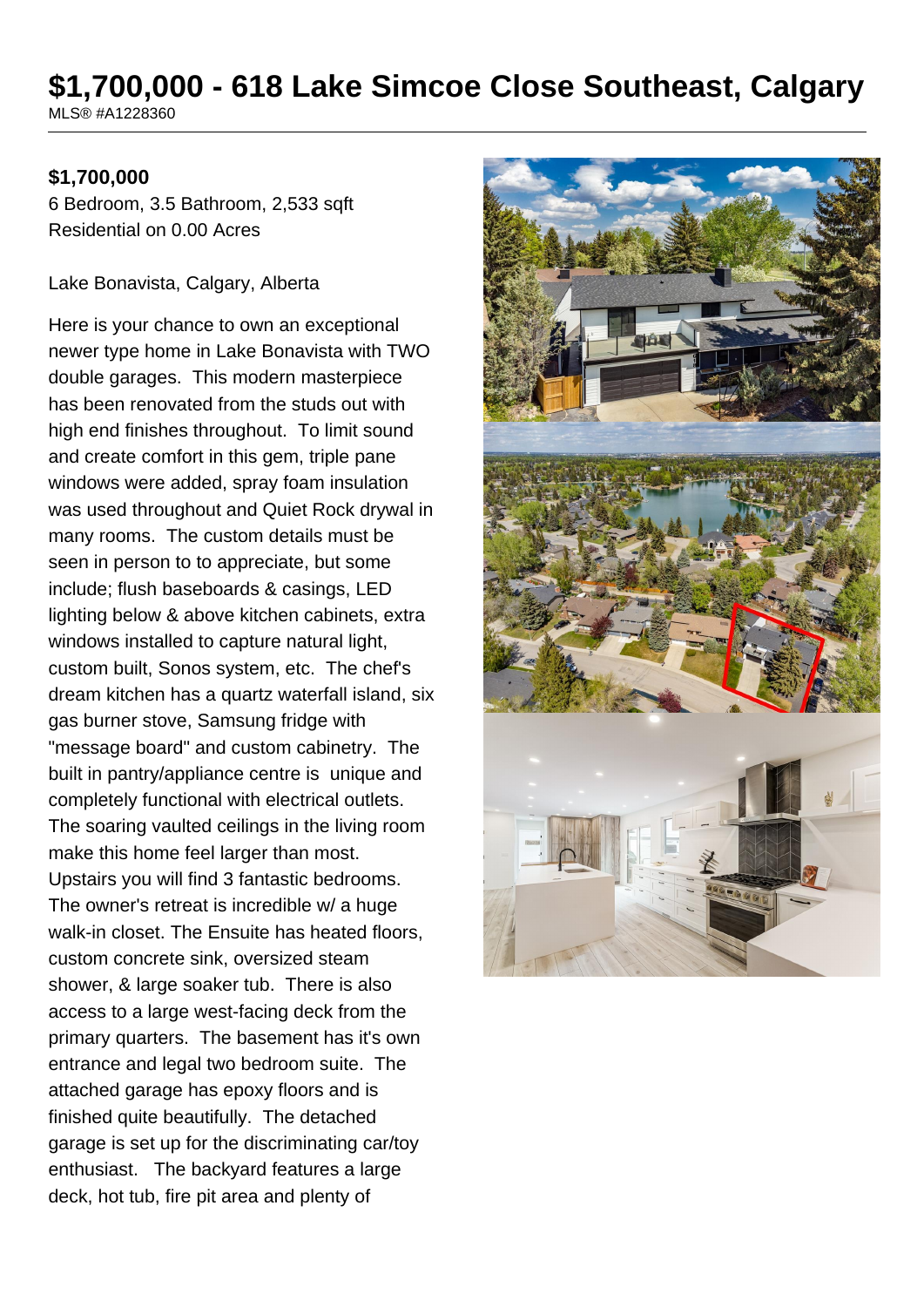# $1,700,000 - 618 Lake Simcoe Close Southeast, Calgary

MLS® #A1228360

**$1,700,000**

6 Bedroom, 3.5 Bathroom, 2,533 sqft
Residential on 0.00 Acres

Lake Bonavista, Calgary, Alberta

Here is your chance to own an exceptional newer type home in Lake Bonavista with TWO double garages. This modern masterpiece has been renovated from the studs out with high end finishes throughout. To limit sound and create comfort in this gem, triple pane windows were added, spray foam insulation was used throughout and Quiet Rock drywal in many rooms. The custom details must be seen in person to to appreciate, but some include; flush baseboards & casings, LED lighting below & above kitchen cabinets, extra windows installed to capture natural light, custom built, Sonos system, etc. The chef's dream kitchen has a quartz waterfall island, six gas burner stove, Samsung fridge with "message board" and custom cabinetry. The built in pantry/appliance centre is unique and completely functional with electrical outlets. The soaring vaulted ceilings in the living room make this home feel larger than most. Upstairs you will find 3 fantastic bedrooms. The owner's retreat is incredible w/ a huge walk-in closet. The Ensuite has heated floors, custom concrete sink, oversized steam shower, & large soaker tub. There is also access to a large west-facing deck from the primary quarters. The basement has it's own entrance and legal two bedroom suite. The attached garage has epoxy floors and is finished quite beautifully. The detached garage is set up for the discriminating car/toy enthusiast. The backyard features a large deck, hot tub, fire pit area and plenty of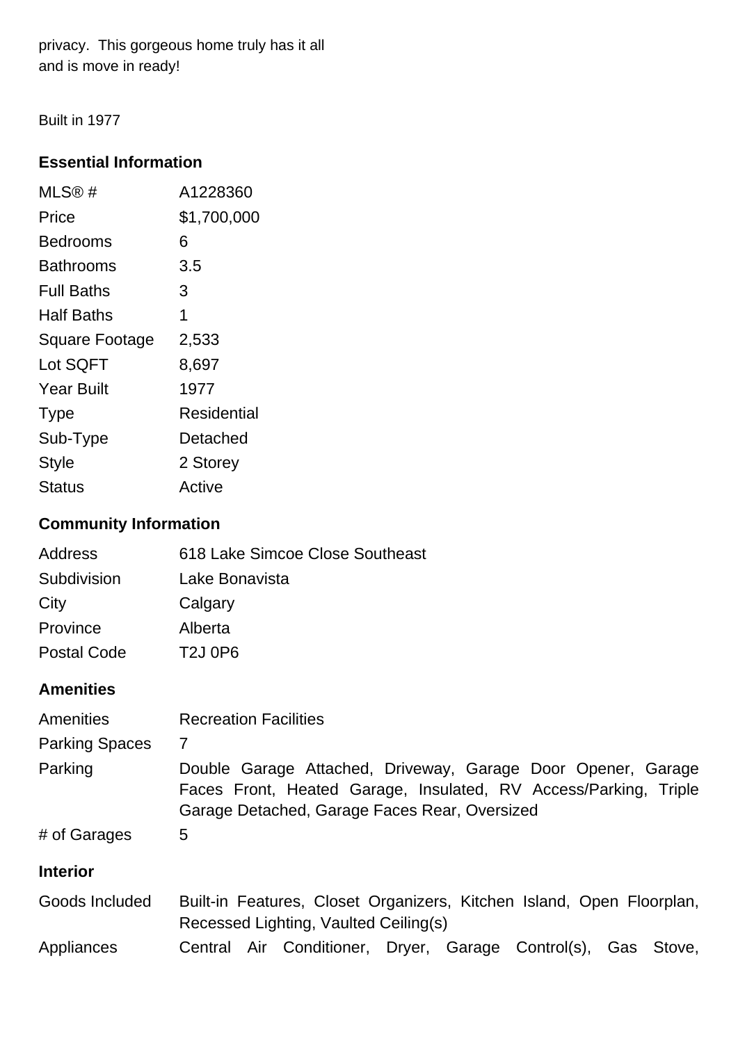privacy.  This gorgeous home truly has it all and is move in ready!

Built in 1977

## Essential Information

| | |
|---|---|
| MLS® # | A1228360 |
| Price | $1,700,000 |
| Bedrooms | 6 |
| Bathrooms | 3.5 |
| Full Baths | 3 |
| Half Baths | 1 |
| Square Footage | 2,533 |
| Lot SQFT | 8,697 |
| Year Built | 1977 |
| Type | Residential |
| Sub-Type | Detached |
| Style | 2 Storey |
| Status | Active |

## Community Information

| | |
|---|---|
| Address | 618 Lake Simcoe Close Southeast |
| Subdivision | Lake Bonavista |
| City | Calgary |
| Province | Alberta |
| Postal Code | T2J 0P6 |

## Amenities

| | |
|---|---|
| Amenities | Recreation Facilities |
| Parking Spaces | 7 |
| Parking | Double Garage Attached, Driveway, Garage Door Opener, Garage Faces Front, Heated Garage, Insulated, RV Access/Parking, Triple Garage Detached, Garage Faces Rear, Oversized |
| # of Garages | 5 |

## Interior

| | |
|---|---|
| Goods Included | Built-in Features, Closet Organizers, Kitchen Island, Open Floorplan, Recessed Lighting, Vaulted Ceiling(s) |
| Appliances | Central Air Conditioner, Dryer, Garage Control(s), Gas Stove, |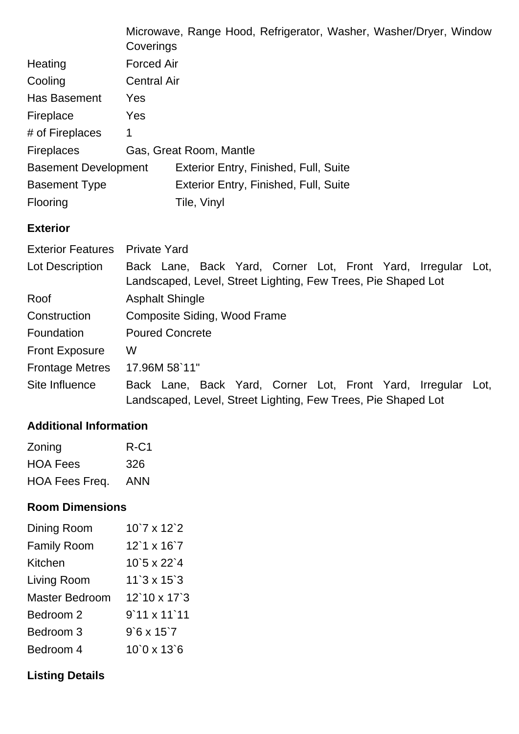| | |
|---|---|
| | Microwave, Range Hood, Refrigerator, Washer, Washer/Dryer, Window Coverings |
| Heating | Forced Air |
| Cooling | Central Air |
| Has Basement | Yes |
| Fireplace | Yes |
| # of Fireplaces | 1 |
| Fireplaces | Gas, Great Room, Mantle |
| Basement Development | Exterior Entry, Finished, Full, Suite |
| Basement Type | Exterior Entry, Finished, Full, Suite |
| Flooring | Tile, Vinyl |

### Exterior

| | |
|---|---|
| Exterior Features | Private Yard |
| Lot Description | Back Lane, Back Yard, Corner Lot, Front Yard, Irregular Lot, Landscaped, Level, Street Lighting, Few Trees, Pie Shaped Lot |
| Roof | Asphalt Shingle |
| Construction | Composite Siding, Wood Frame |
| Foundation | Poured Concrete |
| Front Exposure | W |
| Frontage Metres | 17.96M 58`11" |
| Site Influence | Back Lane, Back Yard, Corner Lot, Front Yard, Irregular Lot, Landscaped, Level, Street Lighting, Few Trees, Pie Shaped Lot |

### Additional Information

| | |
|---|---|
| Zoning | R-C1 |
| HOA Fees | 326 |
| HOA Fees Freq. | ANN |

### Room Dimensions

| | |
|---|---|
| Dining Room | 10`7 x 12`2 |
| Family Room | 12`1 x 16`7 |
| Kitchen | 10`5 x 22`4 |
| Living Room | 11`3 x 15`3 |
| Master Bedroom | 12`10 x 17`3 |
| Bedroom 2 | 9`11 x 11`11 |
| Bedroom 3 | 9`6 x 15`7 |
| Bedroom 4 | 10`0 x 13`6 |

### Listing Details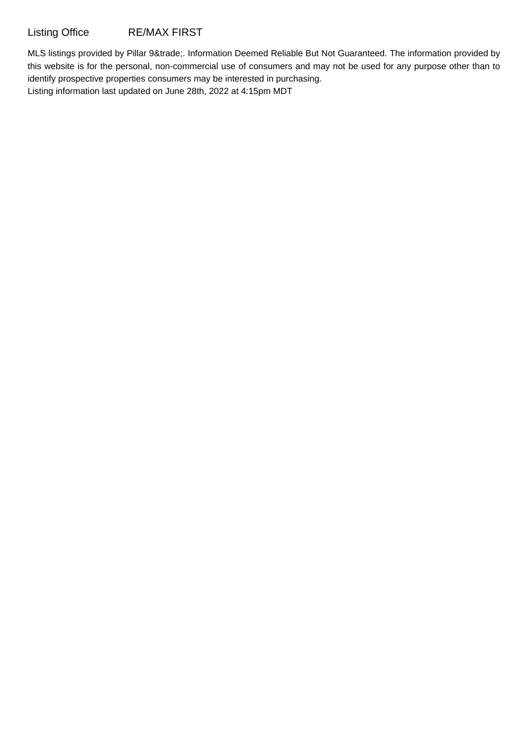| | |
|---|---|
| Listing Office | RE/MAX FIRST |

MLS listings provided by Pillar 9&trade;. Information Deemed Reliable But Not Guaranteed. The information provided by this website is for the personal, non-commercial use of consumers and may not be used for any purpose other than to identify prospective properties consumers may be interested in purchasing.
Listing information last updated on June 28th, 2022 at 4:15pm MDT